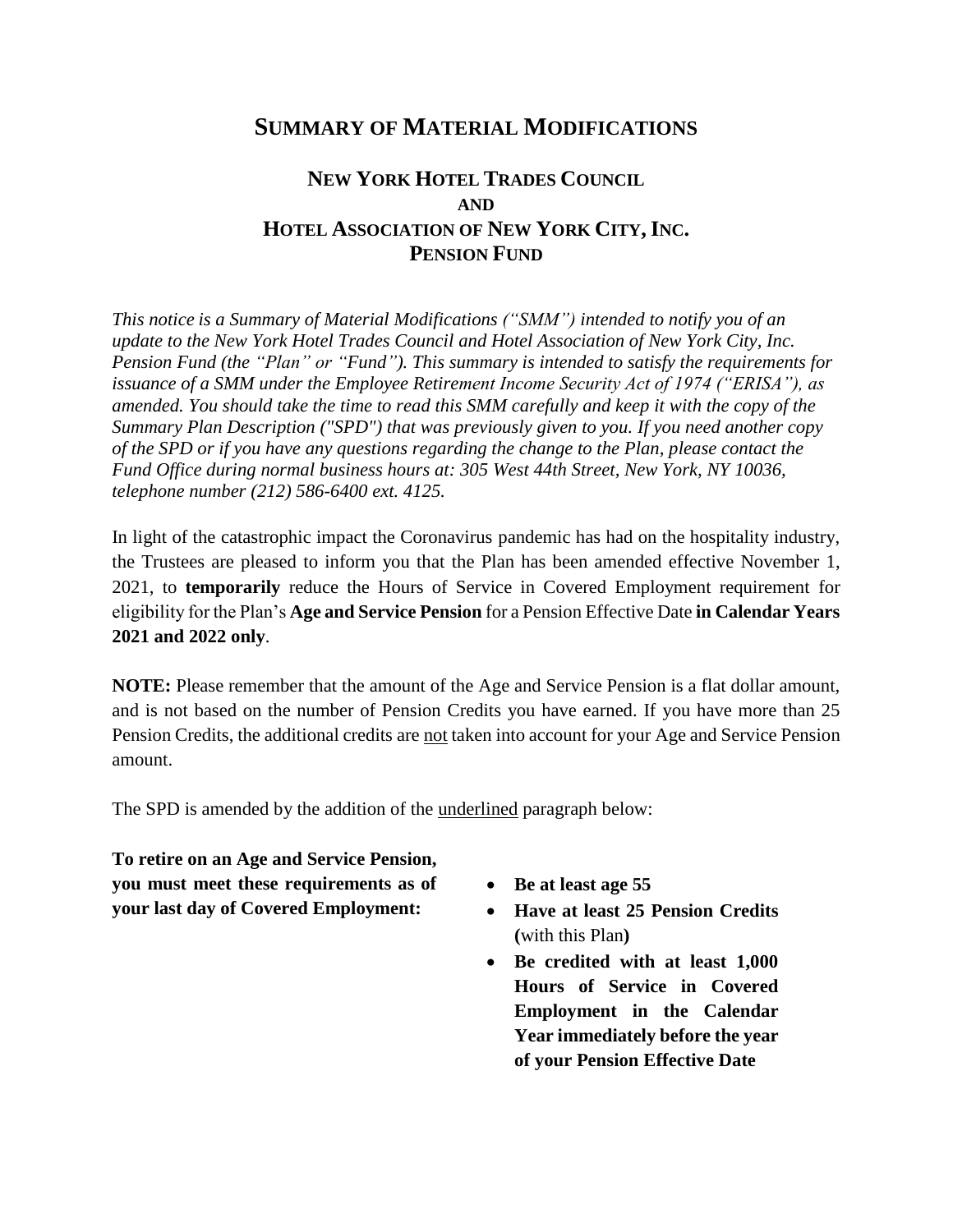# SUMMARY OF MATERIAL MODIFICATIONS

## NEW YORK HOTEL TRADES COUNCIL AND HOTEL ASSOCIATION OF NEW YORK CITY, INC. PENSION FUND

*This notice is a Summary of Material Modifications ("SMM") intended to notify you of an update to the New York Hotel Trades Council and Hotel Association of New York City, Inc. Pension Fund (the "Plan" or "Fund"). This summary is intended to satisfy the requirements for issuance of a SMM under the Employee Retirement Income Security Act of 1974 ("ERISA"), as amended. You should take the time to read this SMM carefully and keep it with the copy of the Summary Plan Description ("SPD") that was previously given to you. If you need another copy of the SPD or if you have any questions regarding the change to the Plan, please contact the Fund Office during normal business hours at: 305 West 44th Street, New York, NY 10036, telephone number (212) 586-6400 ext. 4125.*

In light of the catastrophic impact the Coronavirus pandemic has had on the hospitality industry, the Trustees are pleased to inform you that the Plan has been amended effective November 1, 2021, to **temporarily** reduce the Hours of Service in Covered Employment requirement for eligibility for the Plan's **Age and Service Pension** for a Pension Effective Date **in Calendar Years 2021 and 2022 only**.

**NOTE:** Please remember that the amount of the Age and Service Pension is a flat dollar amount, and is not based on the number of Pension Credits you have earned. If you have more than 25 Pension Credits, the additional credits are <u>not</u> taken into account for your Age and Service Pension amount.

The SPD is amended by the addition of the <u>underlined</u> paragraph below:

**To retire on an Age and Service Pension, you must meet these requirements as of your last day of Covered Employment:**

- **Be at least age 55**
- **Have at least 25 Pension Credits (**with this Plan**)**
- **Be credited with at least 1,000 Hours of Service in Covered Employment in the Calendar Year immediately before the year of your Pension Effective Date**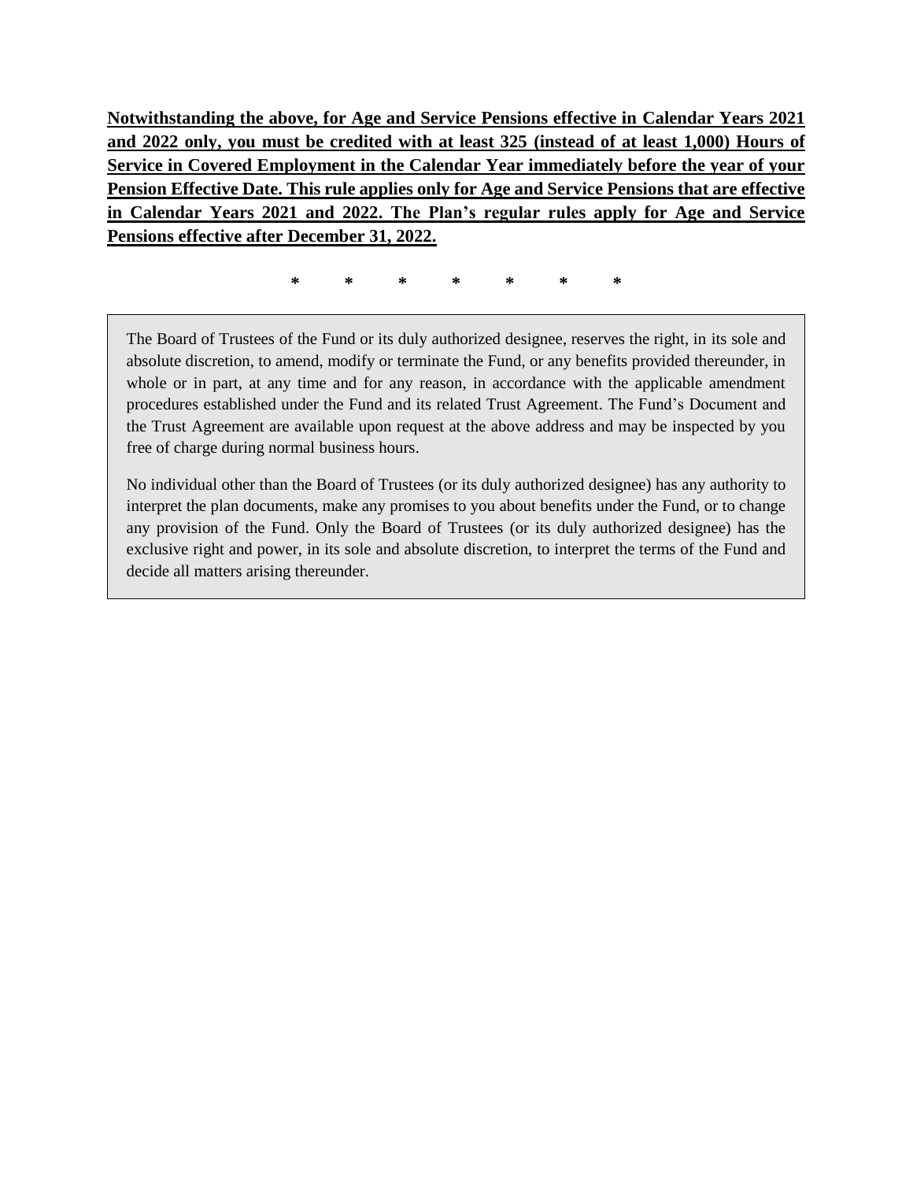**<u>Notwithstanding the above, for Age and Service Pensions effective in Calendar Years 2021 and 2022 only, you must be credited with at least 325 (instead of at least 1,000) Hours of Service in Covered Employment in the Calendar Year immediately before the year of your Pension Effective Date. This rule applies only for Age and Service Pensions that are effective in Calendar Years 2021 and 2022. The Plan's regular rules apply for Age and Service Pensions effective after December 31, 2022.</u>**

\* \* \* \* \* \* \*

The Board of Trustees of the Fund or its duly authorized designee, reserves the right, in its sole and absolute discretion, to amend, modify or terminate the Fund, or any benefits provided thereunder, in whole or in part, at any time and for any reason, in accordance with the applicable amendment procedures established under the Fund and its related Trust Agreement. The Fund's Document and the Trust Agreement are available upon request at the above address and may be inspected by you free of charge during normal business hours.

No individual other than the Board of Trustees (or its duly authorized designee) has any authority to interpret the plan documents, make any promises to you about benefits under the Fund, or to change any provision of the Fund. Only the Board of Trustees (or its duly authorized designee) has the exclusive right and power, in its sole and absolute discretion, to interpret the terms of the Fund and decide all matters arising thereunder.